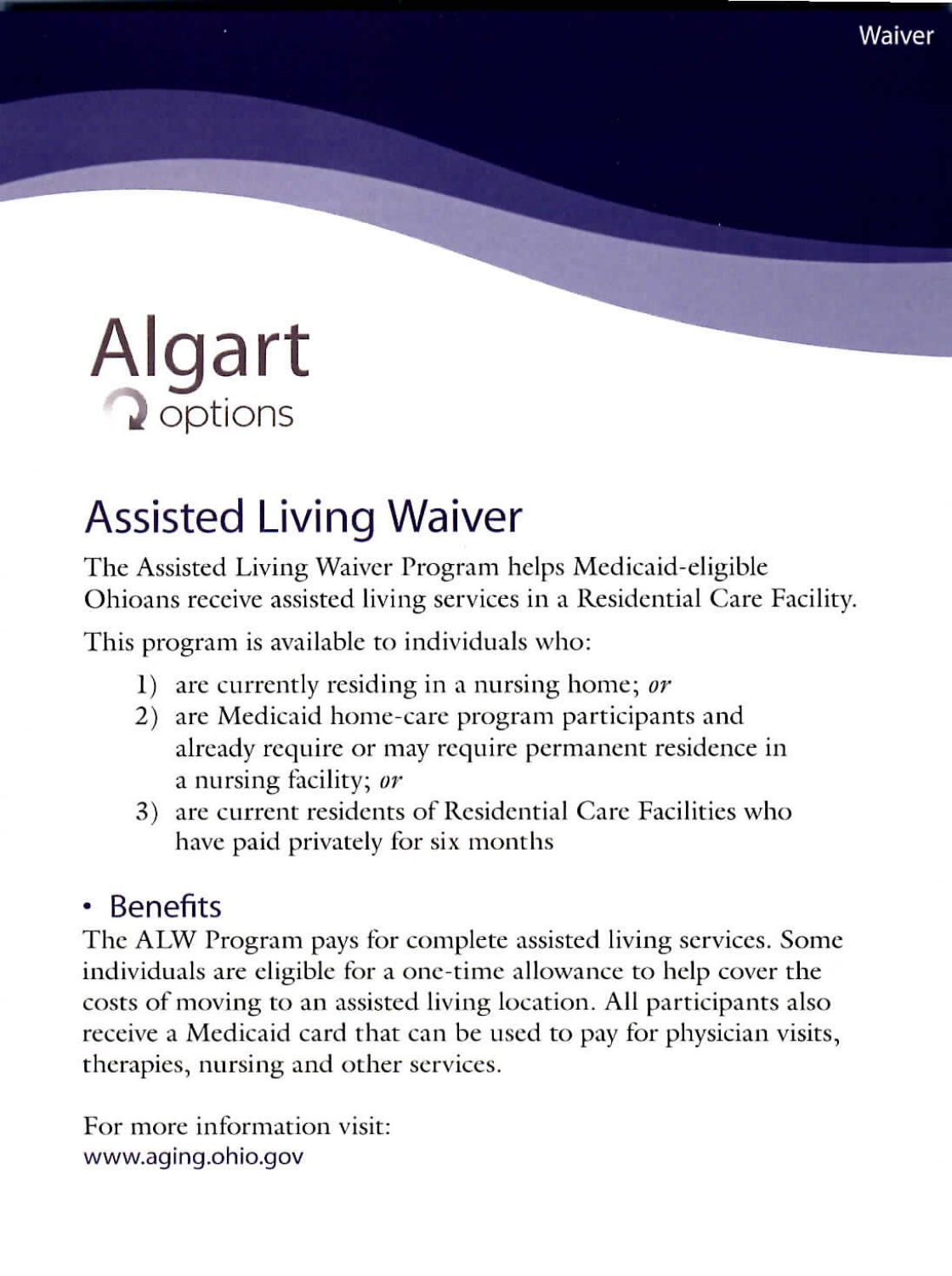Waiver

# Algart options

## Assisted Living Waiver

The Assisted Living Waiver Program helps Medicaid-eligible Ohioans receive assisted living services in a Residential Care Facility.

This program is available to individuals who:

1) are currently residing in a nursing home; *or*
2) are Medicaid home-care program participants and already require or may require permanent residence in a nursing facility; *or*
3) are current residents of Residential Care Facilities who have paid privately for six months

### • Benefits

The ALW Program pays for complete assisted living services. Some individuals are eligible for a one-time allowance to help cover the costs of moving to an assisted living location. All participants also receive a Medicaid card that can be used to pay for physician visits, therapies, nursing and other services.

For more information visit:
www.aging.ohio.gov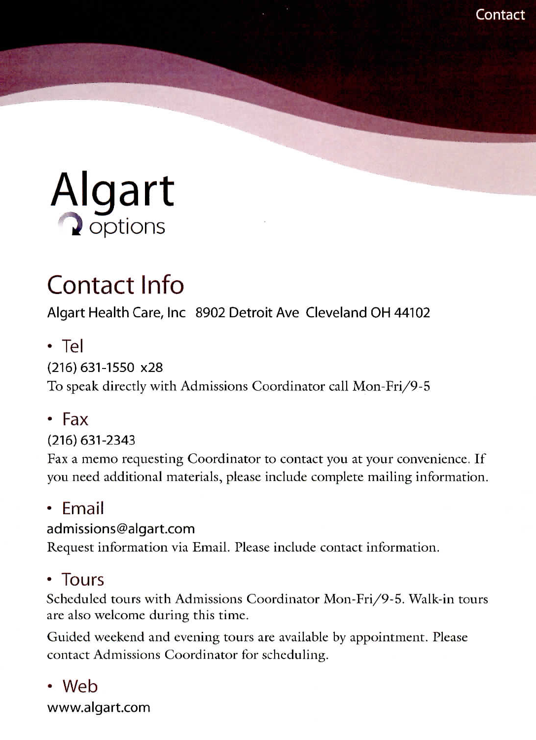# Algart

options

## Contact Info

Algart Health Care, Inc 8902 Detroit Ave Cleveland OH 44102

### • Tel

(216) 631-1550 x28

To speak directly with Admissions Coordinator call Mon-Fri/9-5

### • Fax

(216) 631-2343

Fax a memo requesting Coordinator to contact you at your convenience. If you need additional materials, please include complete mailing information.

### • Email

admissions@algart.com

Request information via Email. Please include contact information.

### • Tours

Scheduled tours with Admissions Coordinator Mon-Fri/9-5. Walk-in tours are also welcome during this time.

Guided weekend and evening tours are available by appointment. Please contact Admissions Coordinator for scheduling.

### • Web

www.algart.com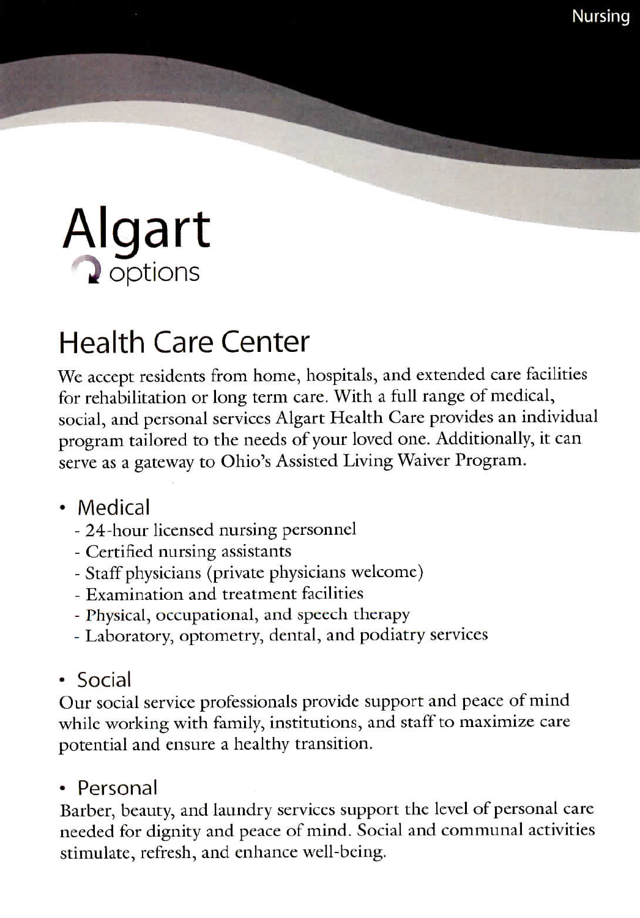# Algart

options

## Health Care Center

We accept residents from home, hospitals, and extended care facilities for rehabilitation or long term care. With a full range of medical, social, and personal services Algart Health Care provides an individual program tailored to the needs of your loved one. Additionally, it can serve as a gateway to Ohio's Assisted Living Waiver Program.

- Medical
  - 24-hour licensed nursing personnel
  - Certified nursing assistants
  - Staff physicians (private physicians welcome)
  - Examination and treatment facilities
  - Physical, occupational, and speech therapy
  - Laboratory, optometry, dental, and podiatry services

- Social

Our social service professionals provide support and peace of mind while working with family, institutions, and staff to maximize care potential and ensure a healthy transition.

- Personal

Barber, beauty, and laundry services support the level of personal care needed for dignity and peace of mind. Social and communal activities stimulate, refresh, and enhance well-being.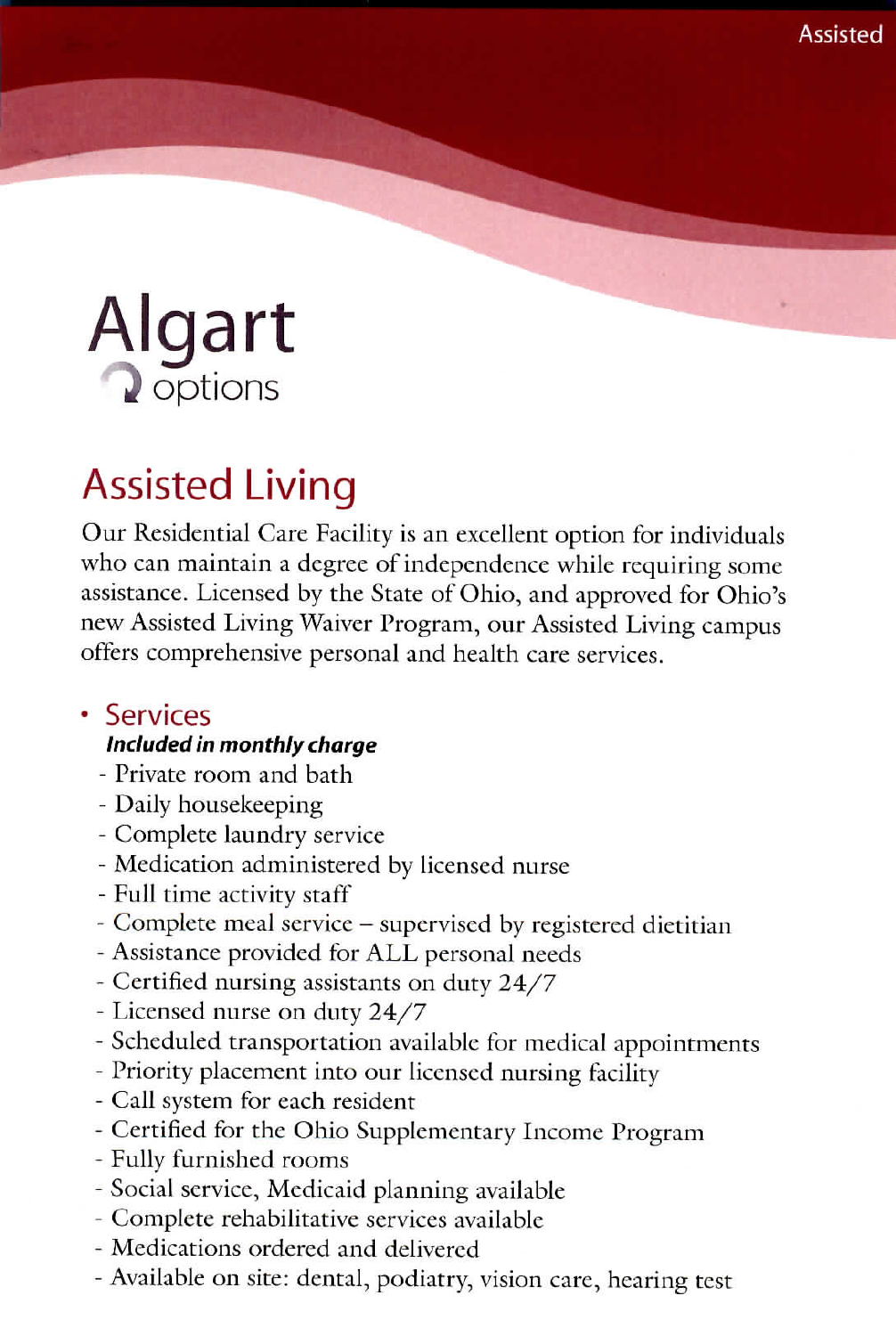Algart options

# Assisted Living

Our Residential Care Facility is an excellent option for individuals who can maintain a degree of independence while requiring some assistance. Licensed by the State of Ohio, and approved for Ohio's new Assisted Living Waiver Program, our Assisted Living campus offers comprehensive personal and health care services.

## Services

***Included in monthly charge***

- Private room and bath
- Daily housekeeping
- Complete laundry service
- Medication administered by licensed nurse
- Full time activity staff
- Complete meal service – supervised by registered dietitian
- Assistance provided for ALL personal needs
- Certified nursing assistants on duty 24/7
- Licensed nurse on duty 24/7
- Scheduled transportation available for medical appointments
- Priority placement into our licensed nursing facility
- Call system for each resident
- Certified for the Ohio Supplementary Income Program
- Fully furnished rooms
- Social service, Medicaid planning available
- Complete rehabilitative services available
- Medications ordered and delivered
- Available on site: dental, podiatry, vision care, hearing test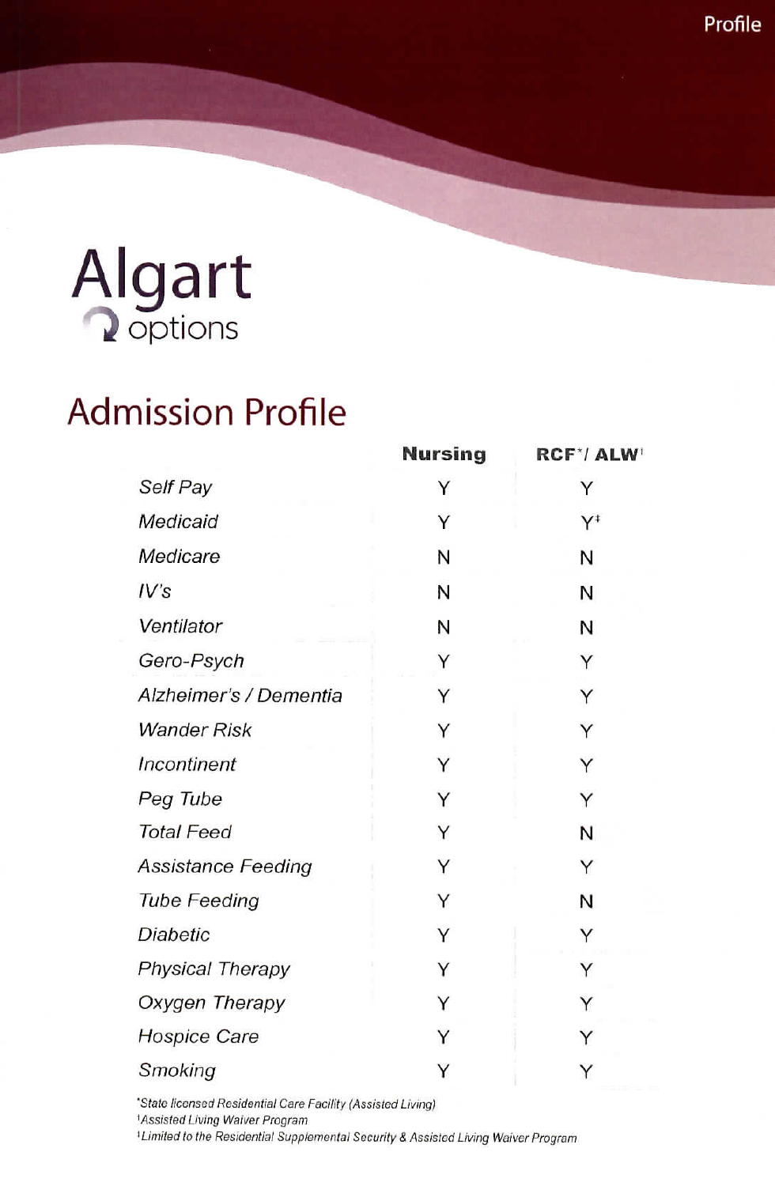Algart options

# Admission Profile

| | Nursing | RCF*/ ALW† |
|---|---|---|
| *Self Pay* | Y | Y |
| *Medicaid* | Y | Y‡ |
| *Medicare* | N | N |
| *IV's* | N | N |
| *Ventilator* | N | N |
| *Gero-Psych* | Y | Y |
| *Alzheimer's / Dementia* | Y | Y |
| *Wander Risk* | Y | Y |
| *Incontinent* | Y | Y |
| *Peg Tube* | Y | Y |
| *Total Feed* | Y | N |
| *Assistance Feeding* | Y | Y |
| *Tube Feeding* | Y | N |
| *Diabetic* | Y | Y |
| *Physical Therapy* | Y | Y |
| *Oxygen Therapy* | Y | Y |
| *Hospice Care* | Y | Y |
| *Smoking* | Y | Y |

*State licensed Residential Care Facility (Assisted Living)

†Assisted Living Waiver Program

‡Limited to the Residential Supplemental Security & Assisted Living Waiver Program